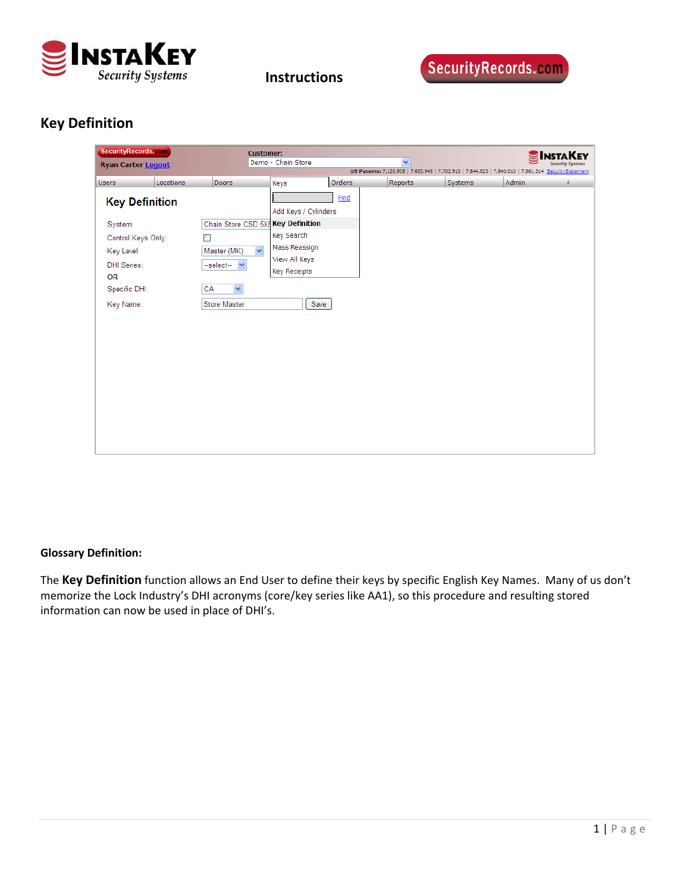Instructions

## Key Definition

**Glossary Definition:**

The **Key Definition** function allows an End User to define their keys by specific English Key Names. Many of us don't memorize the Lock Industry's DHI acronyms (core/key series like AA1), so this procedure and resulting stored information can now be used in place of DHI's.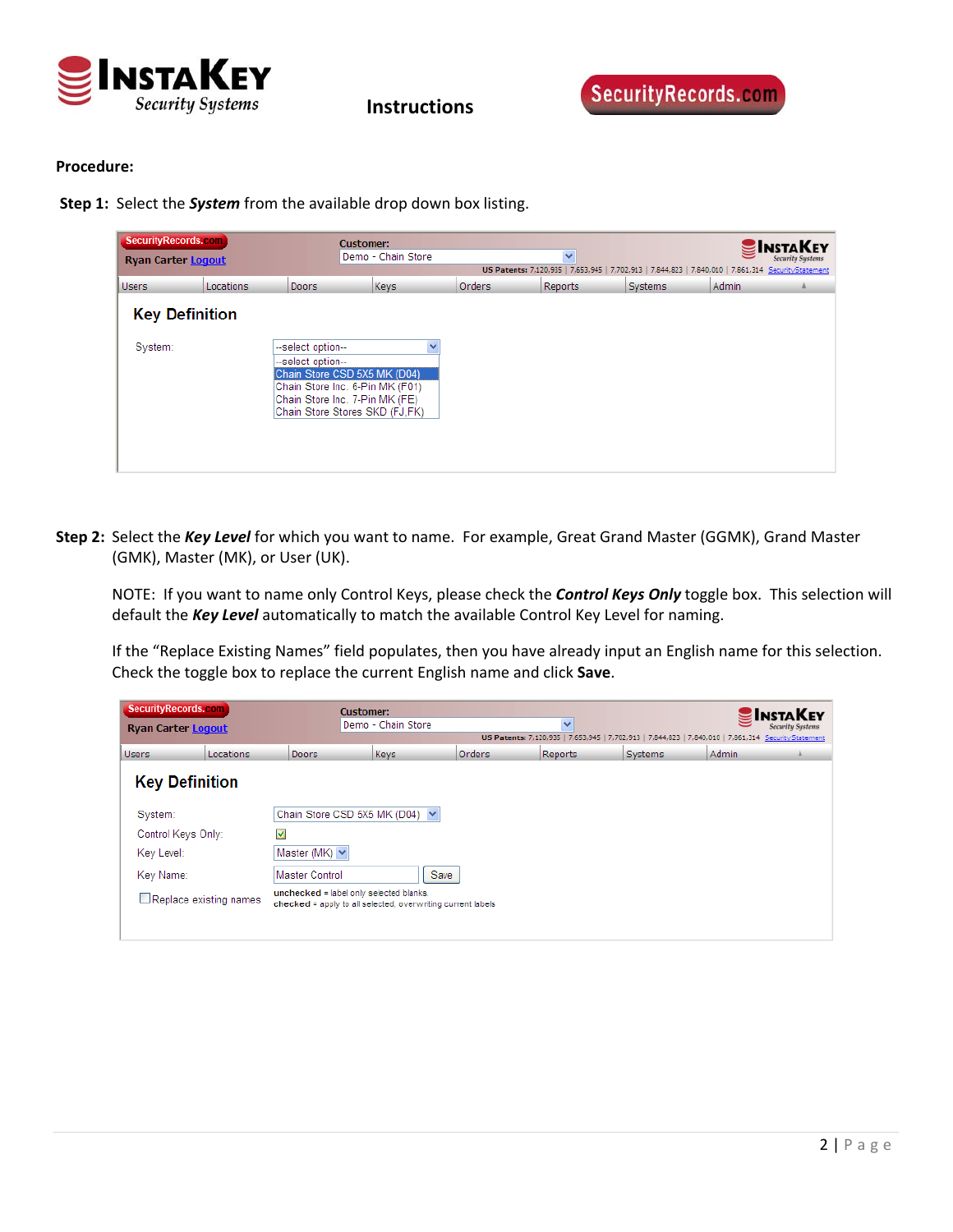**Procedure:**

**Step 1:** Select the ***System*** from the available drop down box listing.

**Step 2:** Select the ***Key Level*** for which you want to name. For example, Great Grand Master (GGMK), Grand Master (GMK), Master (MK), or User (UK).

NOTE: If you want to name only Control Keys, please check the ***Control Keys Only*** toggle box. This selection will default the ***Key Level*** automatically to match the available Control Key Level for naming.

If the "Replace Existing Names" field populates, then you have already input an English name for this selection. Check the toggle box to replace the current English name and click **Save**.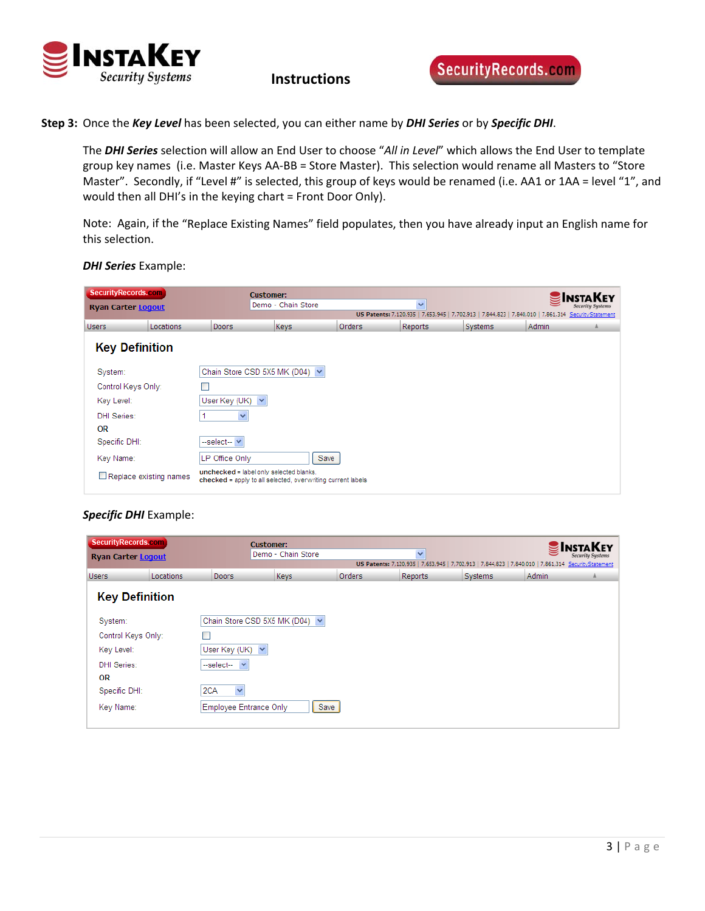**Step 3:** Once the ***Key Level*** has been selected, you can either name by ***DHI Series*** or by ***Specific DHI***.

The ***DHI Series*** selection will allow an End User to choose "*All in Level*" which allows the End User to template group key names (i.e. Master Keys AA-BB = Store Master). This selection would rename all Masters to "Store Master". Secondly, if "Level #" is selected, this group of keys would be renamed (i.e. AA1 or 1AA = level "1", and would then all DHI's in the keying chart = Front Door Only).

Note: Again, if the "Replace Existing Names" field populates, then you have already input an English name for this selection.

***DHI Series*** Example:

SecurityRecords.com
Ryan Carter Logout

Customer: Demo - Chain Store

US Patents: 7,120,935 | 7,653,945 | 7,702,913 | 7,844,823 | 7,840,010 | 7,861,314 SecurityStatement

Users | Locations | Doors | Keys | Orders | Reports | Systems | Admin

**Key Definition**

| | |
|---|---|
| System: | Chain Store CSD 5X5 MK (D04) |
| Control Keys Only: | ☐ |
| Key Level: | User Key (UK) |
| DHI Series: | 1 |
| OR | |
| Specific DHI: | --select-- |
| Key Name: | LP Office Only [Save] |
| ☐ Replace existing names | **unchecked** = label only selected blanks. **checked** = apply to all selected, overwriting current labels |

***Specific DHI*** Example:

SecurityRecords.com
Ryan Carter Logout

Customer: Demo - Chain Store

US Patents: 7,120,935 | 7,653,945 | 7,702,913 | 7,844,823 | 7,840,010 | 7,861,314 SecurityStatement

Users | Locations | Doors | Keys | Orders | Reports | Systems | Admin

**Key Definition**

| | |
|---|---|
| System: | Chain Store CSD 5X5 MK (D04) |
| Control Keys Only: | ☐ |
| Key Level: | User Key (UK) |
| DHI Series: | --select-- |
| OR | |
| Specific DHI: | 2CA |
| Key Name: | Employee Entrance Only [Save] |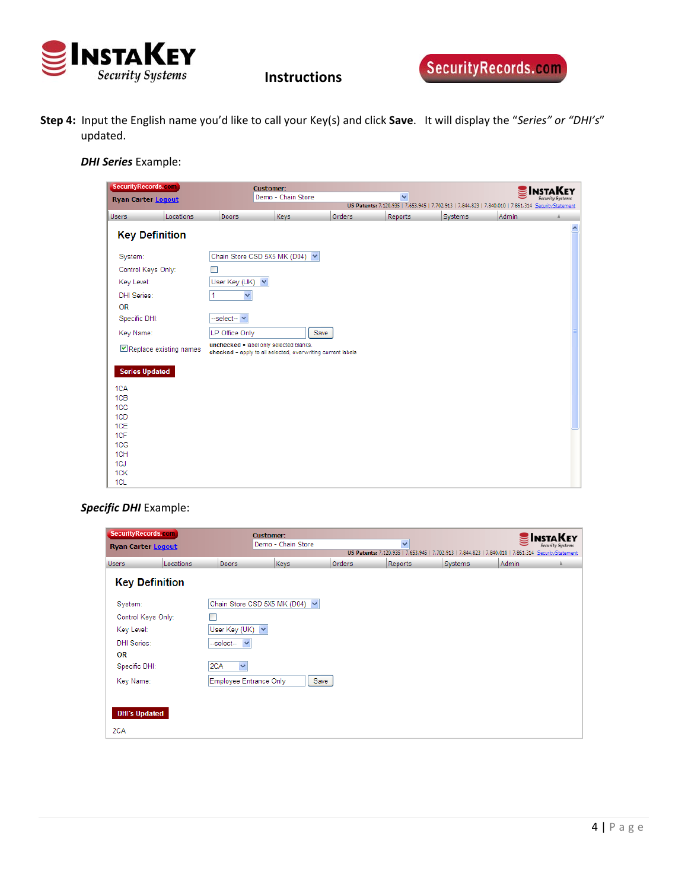**Step 4:** Input the English name you'd like to call your Key(s) and click **Save**. It will display the "*Series" or "DHI's*" updated.

***DHI Series*** Example:

SecurityRecords.com
Ryan Carter Logout
Customer: Demo - Chain Store
US Patents: 7,120,935 | 7,653,945 | 7,702,913 | 7,844,823 | 7,840,010 | 7,861,314 SecurityStatement

Users | Locations | Doors | Keys | Orders | Reports | Systems | Admin

**Key Definition**

System: Chain Store CSD 5X5 MK (D04)
Control Keys Only:
Key Level: User Key (UK)
DHI Series: 1
OR
Specific DHI: --select--
Key Name: LP Office Only [Save]
Replace existing names
**unchecked** = label only selected blanks.
**checked** = apply to all selected, overwriting current labels

**Series Updated**

1CA
1CB
1CC
1CD
1CE
1CF
1CG
1CH
1CJ
1CK
1CL

***Specific DHI*** Example:

SecurityRecords.com
Ryan Carter Logout
Customer: Demo - Chain Store
US Patents: 7,120,935 | 7,653,945 | 7,702,913 | 7,844,823 | 7,840,010 | 7,861,314 SecurityStatement

Users | Locations | Doors | Keys | Orders | Reports | Systems | Admin

**Key Definition**

System: Chain Store CSD 5X5 MK (D04)
Control Keys Only:
Key Level: User Key (UK)
DHI Series: --select--
OR
Specific DHI: 2CA
Key Name: Employee Entrance Only [Save]

**DHI's Updated**

2CA